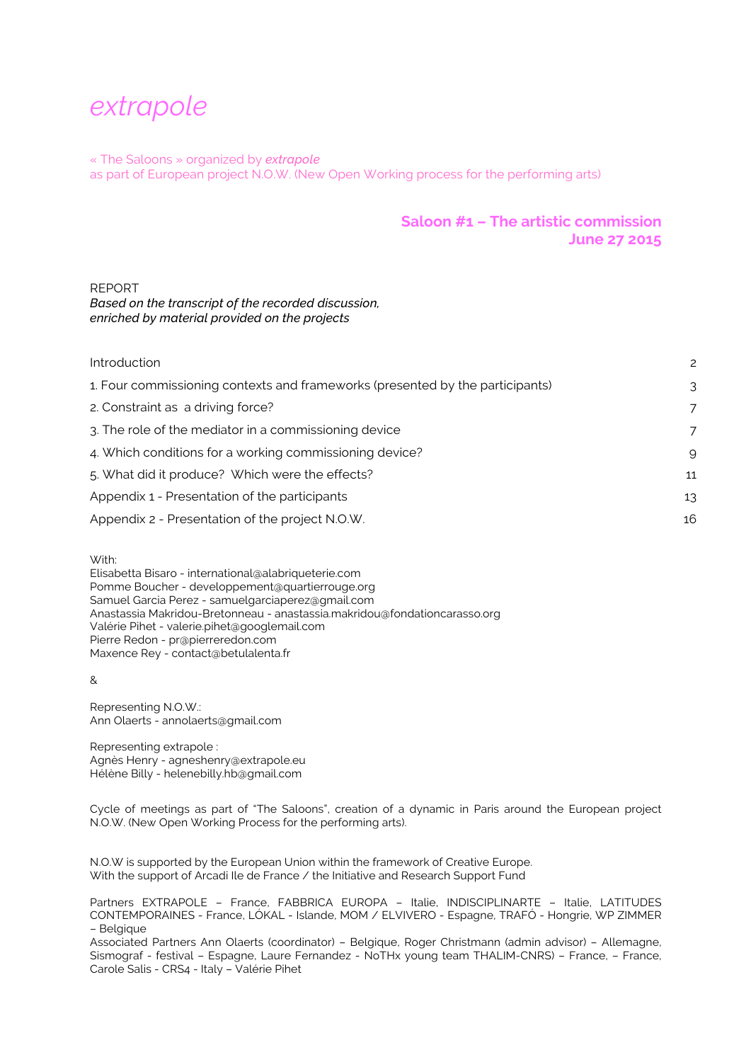# *extrapole*

« The Saloons » organized by ***extrapole***
as part of European project N.O.W. (New Open Working process for the performing arts)

## Saloon #1 – The artistic commission
## June 27 2015

REPORT
*Based on the transcript of the recorded discussion,*
*enriched by material provided on the projects*

| | |
|---|---|
| Introduction | 2 |
| 1. Four commissioning contexts and frameworks (presented by the participants) | 3 |
| 2. Constraint as a driving force? | 7 |
| 3. The role of the mediator in a commissioning device | 7 |
| 4. Which conditions for a working commissioning device? | 9 |
| 5. What did it produce? Which were the effects? | 11 |
| Appendix 1 - Presentation of the participants | 13 |
| Appendix 2 - Presentation of the project N.O.W. | 16 |

With:
Elisabetta Bisaro - international@alabriqueterie.com
Pomme Boucher - developpement@quartierrouge.org
Samuel Garcia Perez - samuelgarciaperez@gmail.com
Anastassia Makridou-Bretonneau - anastassia.makridou@fondationcarasso.org
Valérie Pihet - valerie.pihet@googlemail.com
Pierre Redon - pr@pierreredon.com
Maxence Rey - contact@betulalenta.fr

&

Representing N.O.W.:
Ann Olaerts - annolaerts@gmail.com

Representing extrapole :
Agnès Henry - agneshenry@extrapole.eu
Hélène Billy - helenebilly.hb@gmail.com

Cycle of meetings as part of "The Saloons", creation of a dynamic in Paris around the European project N.O.W. (New Open Working Process for the performing arts).

N.O.W is supported by the European Union within the framework of Creative Europe.
With the support of Arcadi Ile de France / the Initiative and Research Support Fund

Partners EXTRAPOLE – France, FABBRICA EUROPA – Italie, INDISCIPLINARTE – Italie, LATITUDES CONTEMPORAINES - France, LÓKAL - Islande, MOM / ELVIVERO - Espagne, TRAFÓ - Hongrie, WP ZIMMER – Belgique
Associated Partners Ann Olaerts (coordinator) – Belgique, Roger Christmann (admin advisor) – Allemagne, Sismograf - festival – Espagne, Laure Fernandez - NoTHx young team THALIM-CNRS) – France, – France, Carole Salis - CRS4 - Italy – Valérie Pihet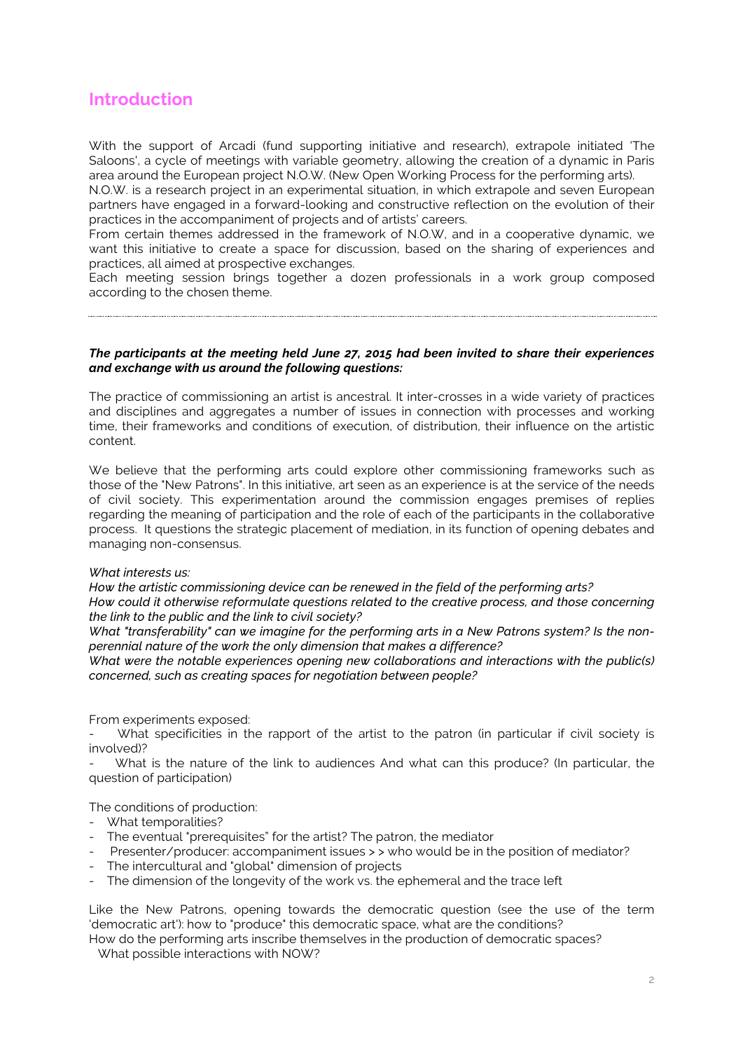## Introduction

With the support of Arcadi (fund supporting initiative and research), extrapole initiated 'The Saloons', a cycle of meetings with variable geometry, allowing the creation of a dynamic in Paris area around the European project N.O.W. (New Open Working Process for the performing arts).
N.O.W. is a research project in an experimental situation, in which extrapole and seven European partners have engaged in a forward-looking and constructive reflection on the evolution of their practices in the accompaniment of projects and of artists' careers.
From certain themes addressed in the framework of N.O.W, and in a cooperative dynamic, we want this initiative to create a space for discussion, based on the sharing of experiences and practices, all aimed at prospective exchanges.
Each meeting session brings together a dozen professionals in a work group composed according to the chosen theme.

---

***The participants at the meeting held June 27, 2015 had been invited to share their experiences and exchange with us around the following questions:***

The practice of commissioning an artist is ancestral. It inter-crosses in a wide variety of practices and disciplines and aggregates a number of issues in connection with processes and working time, their frameworks and conditions of execution, of distribution, their influence on the artistic content.

We believe that the performing arts could explore other commissioning frameworks such as those of the "New Patrons". In this initiative, art seen as an experience is at the service of the needs of civil society. This experimentation around the commission engages premises of replies regarding the meaning of participation and the role of each of the participants in the collaborative process. It questions the strategic placement of mediation, in its function of opening debates and managing non-consensus.

*What interests us:*
*How the artistic commissioning device can be renewed in the field of the performing arts?*
*How could it otherwise reformulate questions related to the creative process, and those concerning the link to the public and the link to civil society?*
*What "transferability" can we imagine for the performing arts in a New Patrons system? Is the non-perennial nature of the work the only dimension that makes a difference?*
*What were the notable experiences opening new collaborations and interactions with the public(s) concerned, such as creating spaces for negotiation between people?*

From experiments exposed:
- What specificities in the rapport of the artist to the patron (in particular if civil society is involved)?
- What is the nature of the link to audiences And what can this produce? (In particular, the question of participation)

The conditions of production:
- What temporalities?
- The eventual "prerequisites" for the artist? The patron, the mediator
- Presenter/producer: accompaniment issues > > who would be in the position of mediator?
- The intercultural and "global" dimension of projects
- The dimension of the longevity of the work vs. the ephemeral and the trace left

Like the New Patrons, opening towards the democratic question (see the use of the term 'democratic art'): how to "produce" this democratic space, what are the conditions?
How do the performing arts inscribe themselves in the production of democratic spaces?
What possible interactions with NOW?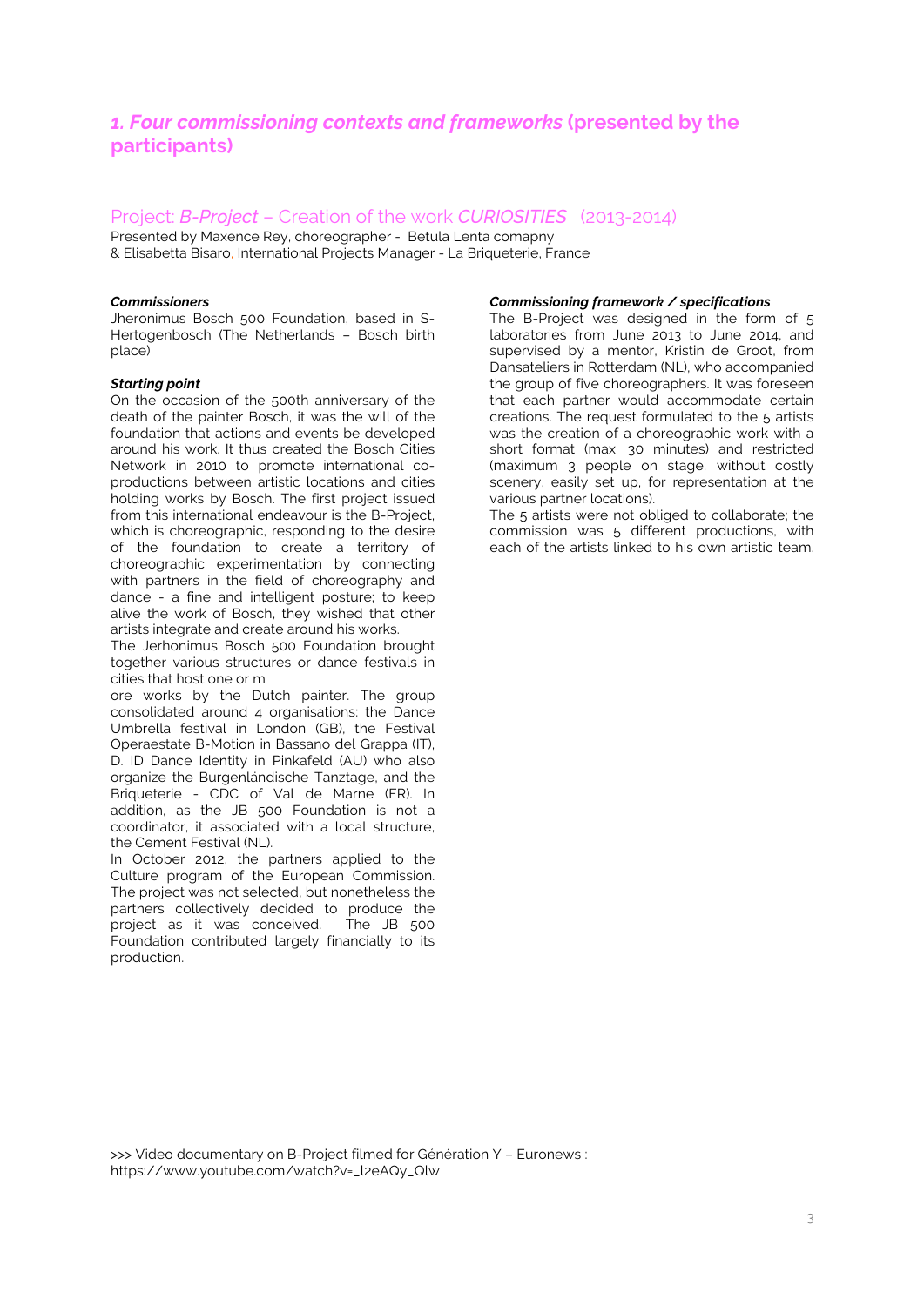## *1. Four commissioning contexts and frameworks* (presented by the participants)

### Project: *B-Project* – Creation of the work *CURIOSITIES* (2013-2014)

Presented by Maxence Rey, choreographer - Betula Lenta comapny
& Elisabetta Bisaro, International Projects Manager - La Briqueterie, France

***Commissioners***

Jheronimus Bosch 500 Foundation, based in S-Hertogenbosch (The Netherlands – Bosch birth place)

***Starting point***

On the occasion of the 500th anniversary of the death of the painter Bosch, it was the will of the foundation that actions and events be developed around his work. It thus created the Bosch Cities Network in 2010 to promote international co-productions between artistic locations and cities holding works by Bosch. The first project issued from this international endeavour is the B-Project, which is choreographic, responding to the desire of the foundation to create a territory of choreographic experimentation by connecting with partners in the field of choreography and dance - a fine and intelligent posture; to keep alive the work of Bosch, they wished that other artists integrate and create around his works.

The Jerhonimus Bosch 500 Foundation brought together various structures or dance festivals in cities that host one or m

ore works by the Dutch painter. The group consolidated around 4 organisations: the Dance Umbrella festival in London (GB), the Festival Operaestate B-Motion in Bassano del Grappa (IT), D. ID Dance Identity in Pinkafeld (AU) who also organize the Burgenländische Tanztage, and the Briqueterie - CDC of Val de Marne (FR). In addition, as the JB 500 Foundation is not a coordinator, it associated with a local structure, the Cement Festival (NL).

In October 2012, the partners applied to the Culture program of the European Commission. The project was not selected, but nonetheless the partners collectively decided to produce the project as it was conceived. The JB 500 Foundation contributed largely financially to its production.

***Commissioning framework / specifications***

The B-Project was designed in the form of 5 laboratories from June 2013 to June 2014, and supervised by a mentor, Kristin de Groot, from Dansateliers in Rotterdam (NL), who accompanied the group of five choreographers. It was foreseen that each partner would accommodate certain creations. The request formulated to the 5 artists was the creation of a choreographic work with a short format (max. 30 minutes) and restricted (maximum 3 people on stage, without costly scenery, easily set up, for representation at the various partner locations).

The 5 artists were not obliged to collaborate; the commission was 5 different productions, with each of the artists linked to his own artistic team.

>>> Video documentary on B-Project filmed for Génération Y – Euronews : https://www.youtube.com/watch?v=_l2eAQy_Qlw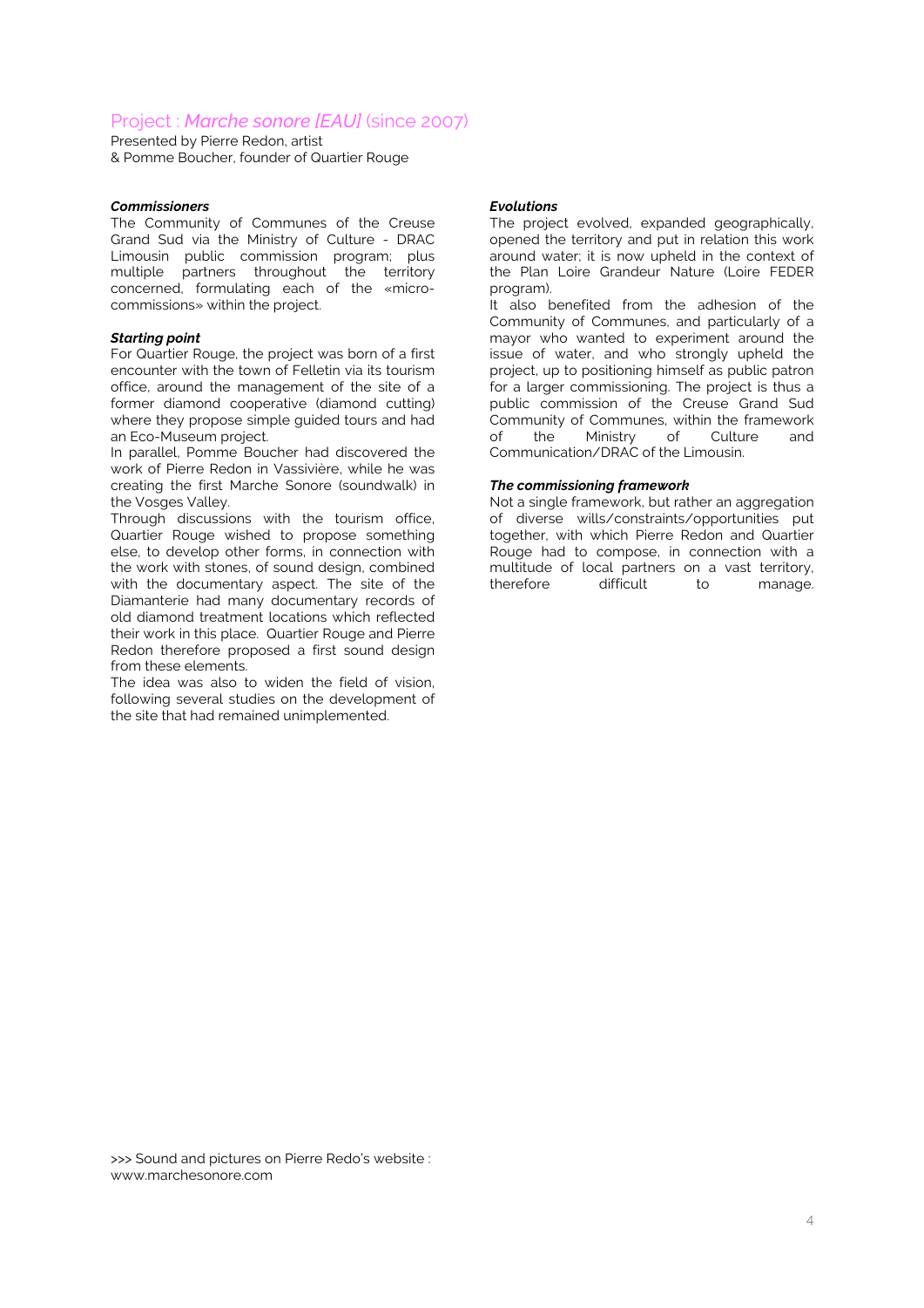## Project : *Marche sonore [EAU]* (since 2007)

Presented by Pierre Redon, artist
& Pomme Boucher, founder of Quartier Rouge

***Commissioners***

The Community of Communes of the Creuse Grand Sud via the Ministry of Culture - DRAC Limousin public commission program; plus multiple partners throughout the territory concerned, formulating each of the «micro-commissions» within the project.

***Starting point***

For Quartier Rouge, the project was born of a first encounter with the town of Felletin via its tourism office, around the management of the site of a former diamond cooperative (diamond cutting) where they propose simple guided tours and had an Eco-Museum project.

In parallel, Pomme Boucher had discovered the work of Pierre Redon in Vassivière, while he was creating the first Marche Sonore (soundwalk) in the Vosges Valley.

Through discussions with the tourism office, Quartier Rouge wished to propose something else, to develop other forms, in connection with the work with stones, of sound design, combined with the documentary aspect. The site of the Diamanterie had many documentary records of old diamond treatment locations which reflected their work in this place. Quartier Rouge and Pierre Redon therefore proposed a first sound design from these elements.

The idea was also to widen the field of vision, following several studies on the development of the site that had remained unimplemented.

***Evolutions***

The project evolved, expanded geographically, opened the territory and put in relation this work around water; it is now upheld in the context of the Plan Loire Grandeur Nature (Loire FEDER program).

It also benefited from the adhesion of the Community of Communes, and particularly of a mayor who wanted to experiment around the issue of water, and who strongly upheld the project, up to positioning himself as public patron for a larger commissioning. The project is thus a public commission of the Creuse Grand Sud Community of Communes, within the framework of the Ministry of Culture and Communication/DRAC of the Limousin.

***The commissioning framework***

Not a single framework, but rather an aggregation of diverse wills/constraints/opportunities put together, with which Pierre Redon and Quartier Rouge had to compose, in connection with a multitude of local partners on a vast territory, therefore difficult to manage.

>>> Sound and pictures on Pierre Redo's website :
www.marchesonore.com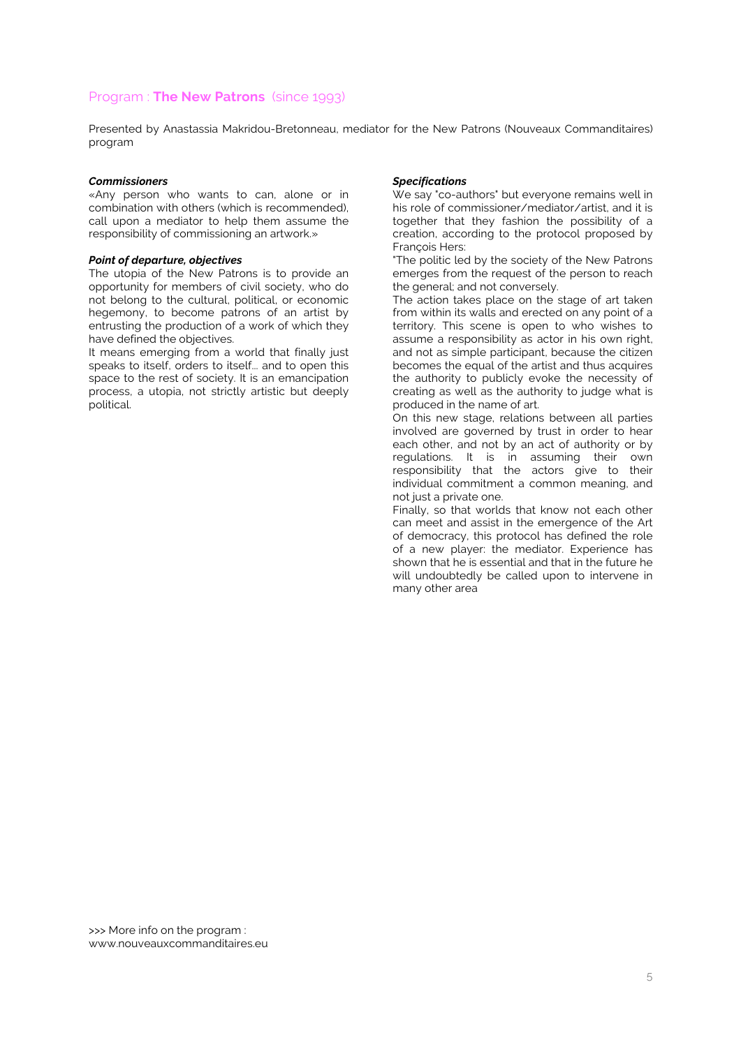## Program : **The New Patrons** (since 1993)

Presented by Anastassia Makridou-Bretonneau, mediator for the New Patrons (Nouveaux Commanditaires) program

***Commissioners***

«Any person who wants to can, alone or in combination with others (which is recommended), call upon a mediator to help them assume the responsibility of commissioning an artwork.»

***Point of departure, objectives***

The utopia of the New Patrons is to provide an opportunity for members of civil society, who do not belong to the cultural, political, or economic hegemony, to become patrons of an artist by entrusting the production of a work of which they have defined the objectives.

It means emerging from a world that finally just speaks to itself, orders to itself... and to open this space to the rest of society. It is an emancipation process, a utopia, not strictly artistic but deeply political.

***Specifications***

We say "co-authors" but everyone remains well in his role of commissioner/mediator/artist, and it is together that they fashion the possibility of a creation, according to the protocol proposed by François Hers:

"The politic led by the society of the New Patrons emerges from the request of the person to reach the general; and not conversely.

The action takes place on the stage of art taken from within its walls and erected on any point of a territory. This scene is open to who wishes to assume a responsibility as actor in his own right, and not as simple participant, because the citizen becomes the equal of the artist and thus acquires the authority to publicly evoke the necessity of creating as well as the authority to judge what is produced in the name of art.

On this new stage, relations between all parties involved are governed by trust in order to hear each other, and not by an act of authority or by regulations. It is in assuming their own responsibility that the actors give to their individual commitment a common meaning, and not just a private one.

Finally, so that worlds that know not each other can meet and assist in the emergence of the Art of democracy, this protocol has defined the role of a new player: the mediator. Experience has shown that he is essential and that in the future he will undoubtedly be called upon to intervene in many other area

>>> More info on the program :
www.nouveauxcommanditaires.eu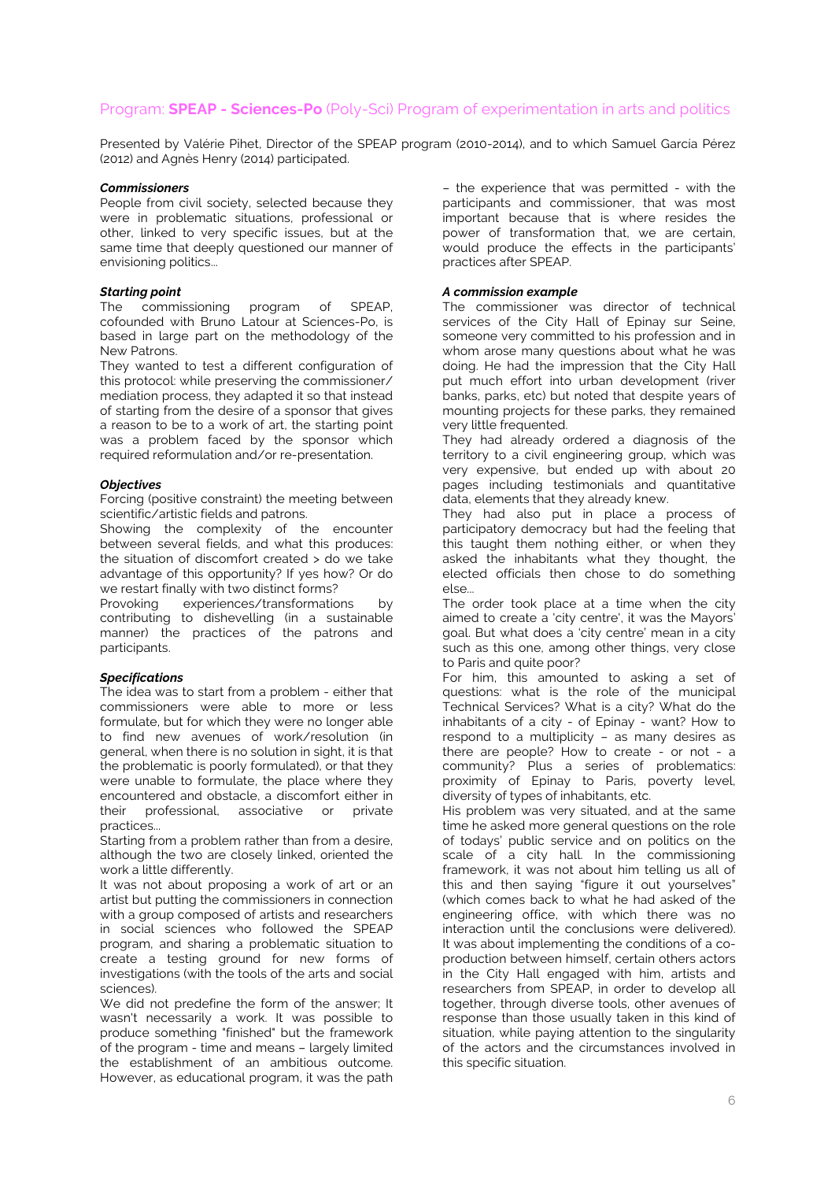## Program: **SPEAP - Sciences-Po** (Poly-Sci) Program of experimentation in arts and politics

Presented by Valérie Pihet, Director of the SPEAP program (2010-2014), and to which Samuel Garcia Pérez (2012) and Agnès Henry (2014) participated.

***Commissioners***

People from civil society, selected because they were in problematic situations, professional or other, linked to very specific issues, but at the same time that deeply questioned our manner of envisioning politics...

***Starting point***

The commissioning program of SPEAP, cofounded with Bruno Latour at Sciences-Po, is based in large part on the methodology of the New Patrons.

They wanted to test a different configuration of this protocol: while preserving the commissioner/mediation process, they adapted it so that instead of starting from the desire of a sponsor that gives a reason to be to a work of art, the starting point was a problem faced by the sponsor which required reformulation and/or re-presentation.

***Objectives***

Forcing (positive constraint) the meeting between scientific/artistic fields and patrons.

Showing the complexity of the encounter between several fields, and what this produces: the situation of discomfort created > do we take advantage of this opportunity? If yes how? Or do we restart finally with two distinct forms?

Provoking experiences/transformations by contributing to dishevelling (in a sustainable manner) the practices of the patrons and participants.

***Specifications***

The idea was to start from a problem - either that commissioners were able to more or less formulate, but for which they were no longer able to find new avenues of work/resolution (in general, when there is no solution in sight, it is that the problematic is poorly formulated), or that they were unable to formulate, the place where they encountered and obstacle, a discomfort either in their professional, associative or private practices...

Starting from a problem rather than from a desire, although the two are closely linked, oriented the work a little differently.

It was not about proposing a work of art or an artist but putting the commissioners in connection with a group composed of artists and researchers in social sciences who followed the SPEAP program, and sharing a problematic situation to create a testing ground for new forms of investigations (with the tools of the arts and social sciences).

We did not predefine the form of the answer; It wasn't necessarily a work. It was possible to produce something "finished" but the framework of the program - time and means – largely limited the establishment of an ambitious outcome. However, as educational program, it was the path – the experience that was permitted - with the participants and commissioner, that was most important because that is where resides the power of transformation that, we are certain, would produce the effects in the participants' practices after SPEAP.

***A commission example***

The commissioner was director of technical services of the City Hall of Epinay sur Seine, someone very committed to his profession and in whom arose many questions about what he was doing. He had the impression that the City Hall put much effort into urban development (river banks, parks, etc) but noted that despite years of mounting projects for these parks, they remained very little frequented.

They had already ordered a diagnosis of the territory to a civil engineering group, which was very expensive, but ended up with about 20 pages including testimonials and quantitative data, elements that they already knew.

They had also put in place a process of participatory democracy but had the feeling that this taught them nothing either, or when they asked the inhabitants what they thought, the elected officials then chose to do something else...

The order took place at a time when the city aimed to create a 'city centre', it was the Mayors' goal. But what does a 'city centre' mean in a city such as this one, among other things, very close to Paris and quite poor?

For him, this amounted to asking a set of questions: what is the role of the municipal Technical Services? What is a city? What do the inhabitants of a city - of Epinay - want? How to respond to a multiplicity – as many desires as there are people? How to create - or not - a community? Plus a series of problematics: proximity of Epinay to Paris, poverty level, diversity of types of inhabitants, etc.

His problem was very situated, and at the same time he asked more general questions on the role of todays' public service and on politics on the scale of a city hall. In the commissioning framework, it was not about him telling us all of this and then saying "figure it out yourselves" (which comes back to what he had asked of the engineering office, with which there was no interaction until the conclusions were delivered). It was about implementing the conditions of a co-production between himself, certain others actors in the City Hall engaged with him, artists and researchers from SPEAP, in order to develop all together, through diverse tools, other avenues of response than those usually taken in this kind of situation, while paying attention to the singularity of the actors and the circumstances involved in this specific situation.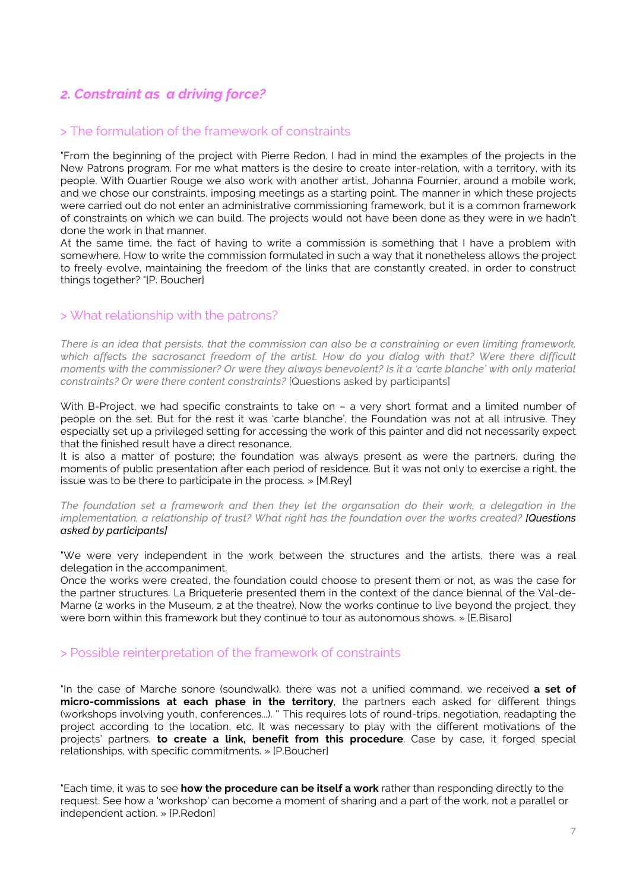## *2. Constraint as a driving force?*

### > The formulation of the framework of constraints

"From the beginning of the project with Pierre Redon, I had in mind the examples of the projects in the New Patrons program. For me what matters is the desire to create inter-relation, with a territory, with its people. With Quartier Rouge we also work with another artist, Johanna Fournier, around a mobile work, and we chose our constraints, imposing meetings as a starting point. The manner in which these projects were carried out do not enter an administrative commissioning framework, but it is a common framework of constraints on which we can build. The projects would not have been done as they were in we hadn't done the work in that manner.
At the same time, the fact of having to write a commission is something that I have a problem with somewhere. How to write the commission formulated in such a way that it nonetheless allows the project to freely evolve, maintaining the freedom of the links that are constantly created, in order to construct things together? "[P. Boucher]

### > What relationship with the patrons?

*There is an idea that persists, that the commission can also be a constraining or even limiting framework, which affects the sacrosanct freedom of the artist. How do you dialog with that? Were there difficult moments with the commissioner? Or were they always benevolent? Is it a 'carte blanche' with only material constraints? Or were there content constraints?* [Questions asked by participants]

With B-Project, we had specific constraints to take on – a very short format and a limited number of people on the set. But for the rest it was 'carte blanche', the Foundation was not at all intrusive. They especially set up a privileged setting for accessing the work of this painter and did not necessarily expect that the finished result have a direct resonance.
It is also a matter of posture; the foundation was always present as were the partners, during the moments of public presentation after each period of residence. But it was not only to exercise a right, the issue was to be there to participate in the process. » [M.Rey]

*The foundation set a framework and then they let the organsation do their work, a delegation in the implementation, a relationship of trust? What right has the foundation over the works created?* ***[Questions asked by participants]***

"We were very independent in the work between the structures and the artists, there was a real delegation in the accompaniment.
Once the works were created, the foundation could choose to present them or not, as was the case for the partner structures. La Briqueterie presented them in the context of the dance biennal of the Val-de-Marne (2 works in the Museum, 2 at the theatre). Now the works continue to live beyond the project, they were born within this framework but they continue to tour as autonomous shows. » [E.Bisaro]

### > Possible reinterpretation of the framework of constraints

"In the case of Marche sonore (soundwalk), there was not a unified command, we received **a set of micro-commissions at each phase in the territory**, the partners each asked for different things (workshops involving youth, conferences...). '' This requires lots of round-trips, negotiation, readapting the project according to the location, etc. It was necessary to play with the different motivations of the projects' partners, **to create a link, benefit from this procedure**. Case by case, it forged special relationships, with specific commitments. » [P.Boucher]

"Each time, it was to see **how the procedure can be itself a work** rather than responding directly to the request. See how a 'workshop' can become a moment of sharing and a part of the work, not a parallel or independent action. » [P.Redon]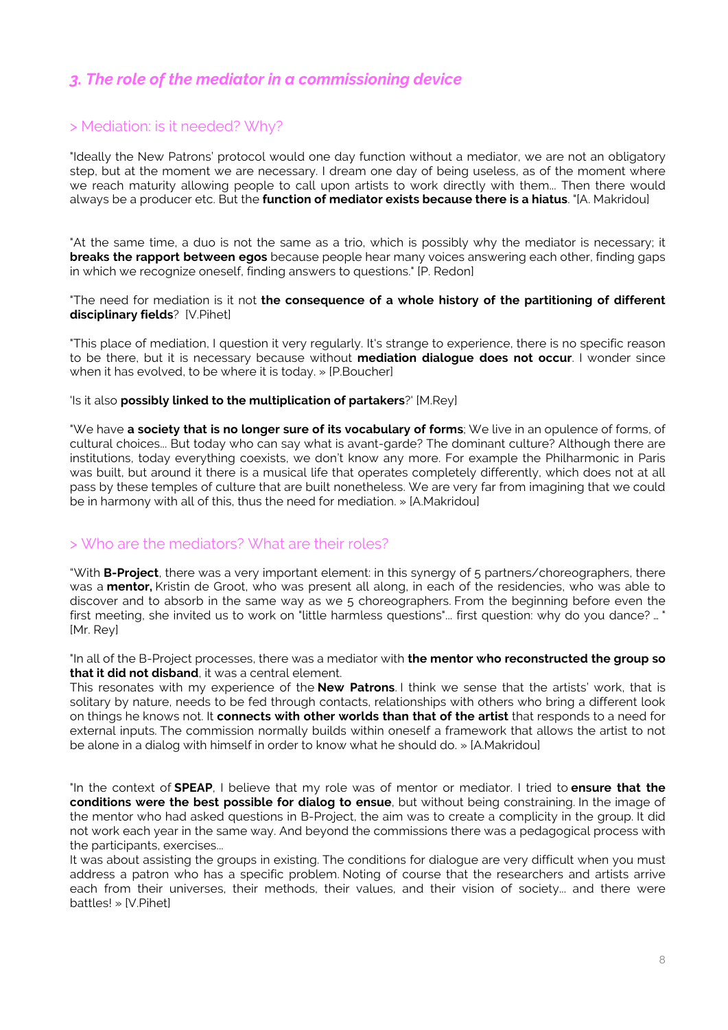## *3. The role of the mediator in a commissioning device*

### > Mediation: is it needed? Why?

"Ideally the New Patrons' protocol would one day function without a mediator, we are not an obligatory step, but at the moment we are necessary. I dream one day of being useless, as of the moment where we reach maturity allowing people to call upon artists to work directly with them... Then there would always be a producer etc. But the **function of mediator exists because there is a hiatus**. "[A. Makridou]

"At the same time, a duo is not the same as a trio, which is possibly why the mediator is necessary; it **breaks the rapport between egos** because people hear many voices answering each other, finding gaps in which we recognize oneself, finding answers to questions." [P. Redon]

"The need for mediation is it not **the consequence of a whole history of the partitioning of different disciplinary fields**? [V.Pihet]

"This place of mediation, I question it very regularly. It's strange to experience, there is no specific reason to be there, but it is necessary because without **mediation dialogue does not occur**. I wonder since when it has evolved, to be where it is today. » [P.Boucher]

'Is it also **possibly linked to the multiplication of partakers**?' [M.Rey]

"We have **a society that is no longer sure of its vocabulary of forms**; We live in an opulence of forms, of cultural choices... But today who can say what is avant-garde? The dominant culture? Although there are institutions, today everything coexists, we don't know any more. For example the Philharmonic in Paris was built, but around it there is a musical life that operates completely differently, which does not at all pass by these temples of culture that are built nonetheless. We are very far from imagining that we could be in harmony with all of this, thus the need for mediation. » [A.Makridou]

### > Who are the mediators? What are their roles?

"With **B-Project**, there was a very important element: in this synergy of 5 partners/choreographers, there was a **mentor,** Kristin de Groot, who was present all along, in each of the residencies, who was able to discover and to absorb in the same way as we 5 choreographers. From the beginning before even the first meeting, she invited us to work on "little harmless questions"... first question: why do you dance? … " [Mr. Rey]

"In all of the B-Project processes, there was a mediator with **the mentor who reconstructed the group so that it did not disband**, it was a central element.
This resonates with my experience of the **New Patrons**. I think we sense that the artists' work, that is solitary by nature, needs to be fed through contacts, relationships with others who bring a different look on things he knows not. It **connects with other worlds than that of the artist** that responds to a need for external inputs. The commission normally builds within oneself a framework that allows the artist to not be alone in a dialog with himself in order to know what he should do. » [A.Makridou]

"In the context of **SPEAP**, I believe that my role was of mentor or mediator. I tried to **ensure that the conditions were the best possible for dialog to ensue**, but without being constraining. In the image of the mentor who had asked questions in B-Project, the aim was to create a complicity in the group. It did not work each year in the same way. And beyond the commissions there was a pedagogical process with the participants, exercises...
It was about assisting the groups in existing. The conditions for dialogue are very difficult when you must address a patron who has a specific problem. Noting of course that the researchers and artists arrive each from their universes, their methods, their values, and their vision of society... and there were battles! » [V.Pihet]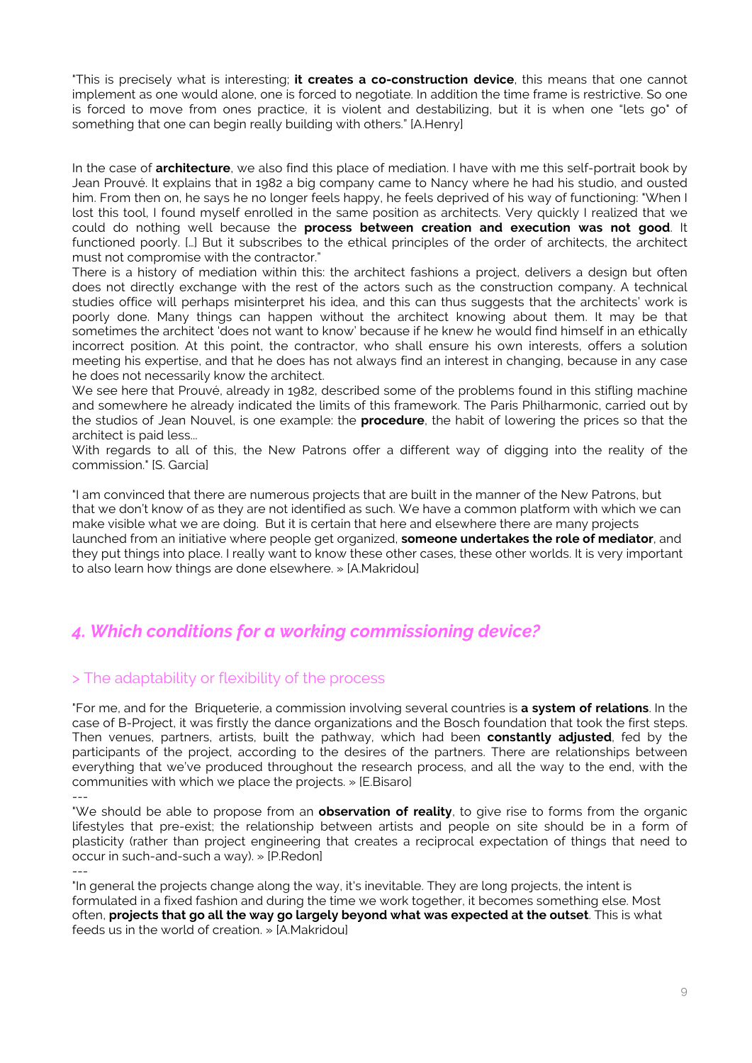"This is precisely what is interesting; **it creates a co-construction device**, this means that one cannot implement as one would alone, one is forced to negotiate. In addition the time frame is restrictive. So one is forced to move from ones practice, it is violent and destabilizing, but it is when one "lets go" of something that one can begin really building with others." [A.Henry]

In the case of **architecture**, we also find this place of mediation. I have with me this self-portrait book by Jean Prouvé. It explains that in 1982 a big company came to Nancy where he had his studio, and ousted him. From then on, he says he no longer feels happy, he feels deprived of his way of functioning: "When I lost this tool, I found myself enrolled in the same position as architects. Very quickly I realized that we could do nothing well because the **process between creation and execution was not good**. It functioned poorly. […] But it subscribes to the ethical principles of the order of architects, the architect must not compromise with the contractor."

There is a history of mediation within this: the architect fashions a project, delivers a design but often does not directly exchange with the rest of the actors such as the construction company. A technical studies office will perhaps misinterpret his idea, and this can thus suggests that the architects' work is poorly done. Many things can happen without the architect knowing about them. It may be that sometimes the architect 'does not want to know' because if he knew he would find himself in an ethically incorrect position. At this point, the contractor, who shall ensure his own interests, offers a solution meeting his expertise, and that he does has not always find an interest in changing, because in any case he does not necessarily know the architect.

We see here that Prouvé, already in 1982, described some of the problems found in this stifling machine and somewhere he already indicated the limits of this framework. The Paris Philharmonic, carried out by the studios of Jean Nouvel, is one example: the **procedure**, the habit of lowering the prices so that the architect is paid less…

With regards to all of this, the New Patrons offer a different way of digging into the reality of the commission." [S. Garcia]

"I am convinced that there are numerous projects that are built in the manner of the New Patrons, but that we don't know of as they are not identified as such. We have a common platform with which we can make visible what we are doing. But it is certain that here and elsewhere there are many projects launched from an initiative where people get organized, **someone undertakes the role of mediator**, and they put things into place. I really want to know these other cases, these other worlds. It is very important to also learn how things are done elsewhere. » [A.Makridou]

## *4. Which conditions for a working commissioning device?*

### > The adaptability or flexibility of the process

"For me, and for the Briqueterie, a commission involving several countries is **a system of relations**. In the case of B-Project, it was firstly the dance organizations and the Bosch foundation that took the first steps. Then venues, partners, artists, built the pathway, which had been **constantly adjusted**, fed by the participants of the project, according to the desires of the partners. There are relationships between everything that we've produced throughout the research process, and all the way to the end, with the communities with which we place the projects. » [E.Bisaro]

---

"We should be able to propose from an **observation of reality**, to give rise to forms from the organic lifestyles that pre-exist; the relationship between artists and people on site should be in a form of plasticity (rather than project engineering that creates a reciprocal expectation of things that need to occur in such-and-such a way). » [P.Redon]

---

"In general the projects change along the way, it's inevitable. They are long projects, the intent is formulated in a fixed fashion and during the time we work together, it becomes something else. Most often, **projects that go all the way go largely beyond what was expected at the outset**. This is what feeds us in the world of creation. » [A.Makridou]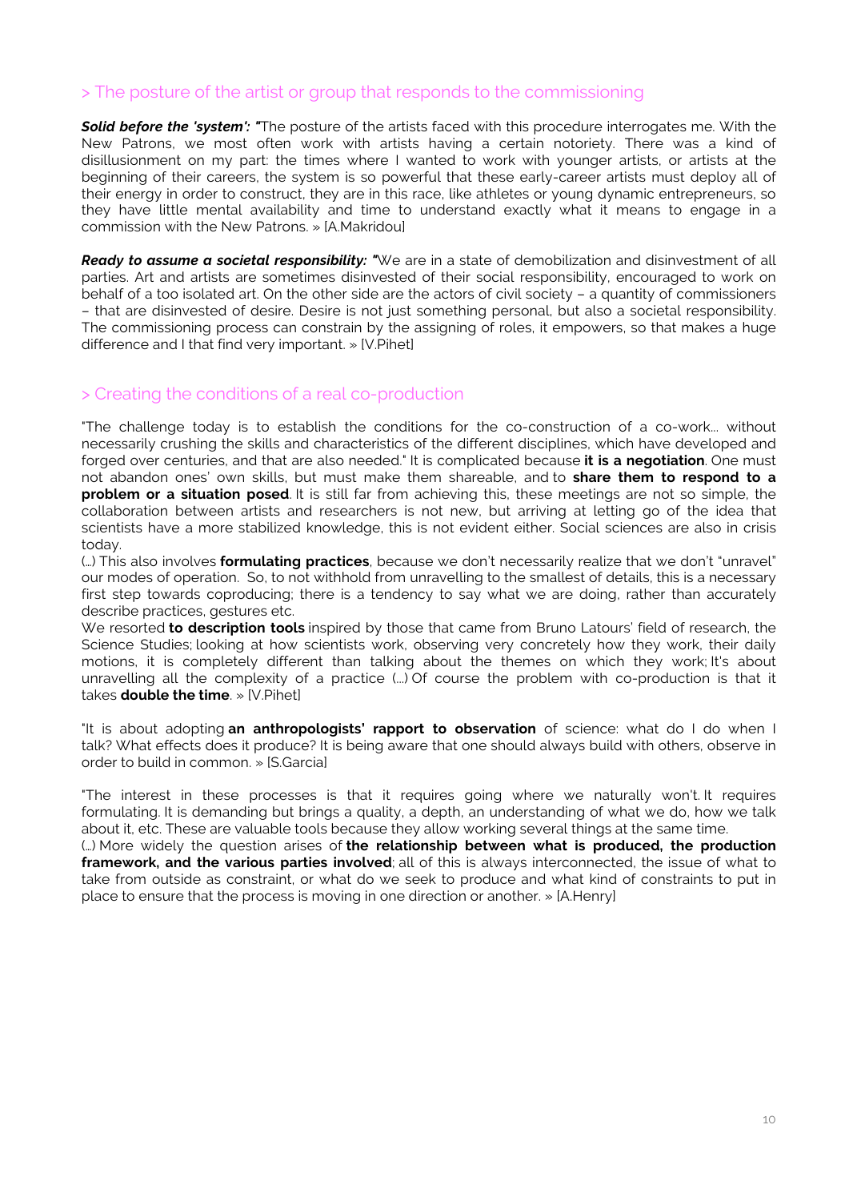## > The posture of the artist or group that responds to the commissioning

***Solid before the 'system':*** "The posture of the artists faced with this procedure interrogates me. With the New Patrons, we most often work with artists having a certain notoriety. There was a kind of disillusionment on my part: the times where I wanted to work with younger artists, or artists at the beginning of their careers, the system is so powerful that these early-career artists must deploy all of their energy in order to construct, they are in this race, like athletes or young dynamic entrepreneurs, so they have little mental availability and time to understand exactly what it means to engage in a commission with the New Patrons. » [A.Makridou]

***Ready to assume a societal responsibility:*** "We are in a state of demobilization and disinvestment of all parties. Art and artists are sometimes disinvested of their social responsibility, encouraged to work on behalf of a too isolated art. On the other side are the actors of civil society – a quantity of commissioners – that are disinvested of desire. Desire is not just something personal, but also a societal responsibility. The commissioning process can constrain by the assigning of roles, it empowers, so that makes a huge difference and I that find very important. » [V.Pihet]

## > Creating the conditions of a real co-production

"The challenge today is to establish the conditions for the co-construction of a co-work… without necessarily crushing the skills and characteristics of the different disciplines, which have developed and forged over centuries, and that are also needed." It is complicated because **it is a negotiation**. One must not abandon ones' own skills, but must make them shareable, and to **share them to respond to a problem or a situation posed**. It is still far from achieving this, these meetings are not so simple, the collaboration between artists and researchers is not new, but arriving at letting go of the idea that scientists have a more stabilized knowledge, this is not evident either. Social sciences are also in crisis today.

(…) This also involves **formulating practices**, because we don't necessarily realize that we don't "unravel" our modes of operation. So, to not withhold from unravelling to the smallest of details, this is a necessary first step towards coproducing; there is a tendency to say what we are doing, rather than accurately describe practices, gestures etc.

We resorted **to description tools** inspired by those that came from Bruno Latours' field of research, the Science Studies; looking at how scientists work, observing very concretely how they work, their daily motions, it is completely different than talking about the themes on which they work; It's about unravelling all the complexity of a practice (…) Of course the problem with co-production is that it takes **double the time**. » [V.Pihet]

"It is about adopting **an anthropologists' rapport to observation** of science: what do I do when I talk? What effects does it produce? It is being aware that one should always build with others, observe in order to build in common. » [S.Garcia]

"The interest in these processes is that it requires going where we naturally won't. It requires formulating. It is demanding but brings a quality, a depth, an understanding of what we do, how we talk about it, etc. These are valuable tools because they allow working several things at the same time.

(…) More widely the question arises of **the relationship between what is produced, the production framework, and the various parties involved**; all of this is always interconnected, the issue of what to take from outside as constraint, or what do we seek to produce and what kind of constraints to put in place to ensure that the process is moving in one direction or another. » [A.Henry]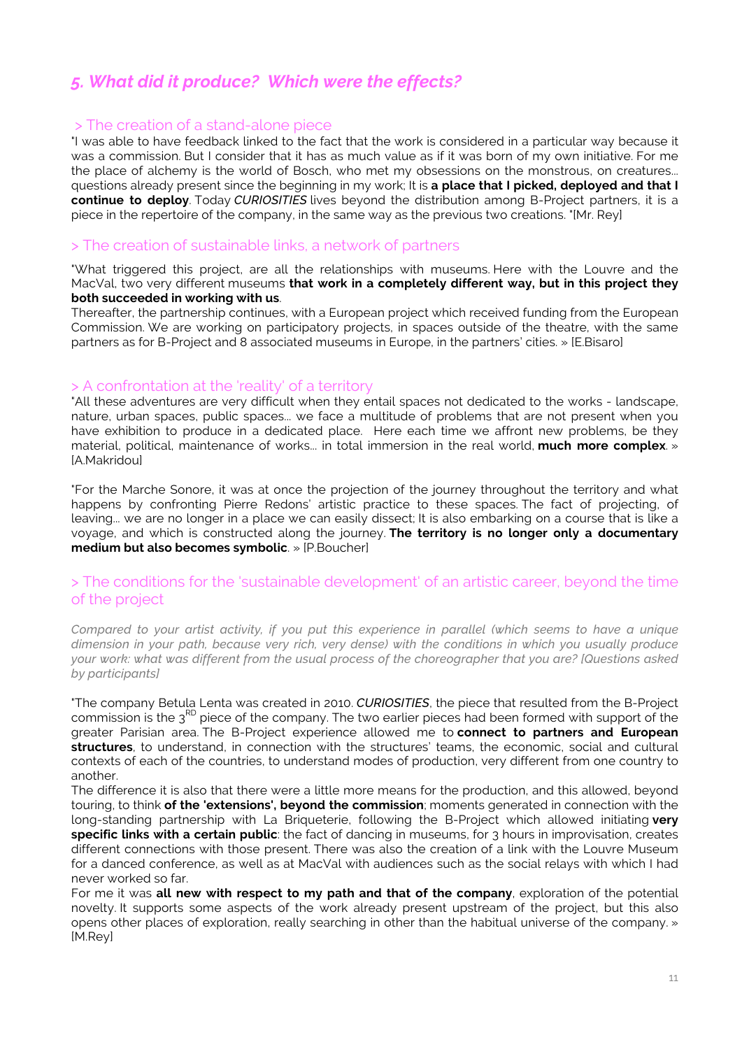## *5. What did it produce? Which were the effects?*

### > The creation of a stand-alone piece

"I was able to have feedback linked to the fact that the work is considered in a particular way because it was a commission. But I consider that it has as much value as if it was born of my own initiative. For me the place of alchemy is the world of Bosch, who met my obsessions on the monstrous, on creatures... questions already present since the beginning in my work; It is **a place that I picked, deployed and that I continue to deploy**. Today *CURIOSITIES* lives beyond the distribution among B-Project partners, it is a piece in the repertoire of the company, in the same way as the previous two creations. "[Mr. Rey]

### > The creation of sustainable links, a network of partners

"What triggered this project, are all the relationships with museums. Here with the Louvre and the MacVal, two very different museums **that work in a completely different way, but in this project they both succeeded in working with us**.

Thereafter, the partnership continues, with a European project which received funding from the European Commission. We are working on participatory projects, in spaces outside of the theatre, with the same partners as for B-Project and 8 associated museums in Europe, in the partners' cities. » [E.Bisaro]

### > A confrontation at the 'reality' of a territory

"All these adventures are very difficult when they entail spaces not dedicated to the works - landscape, nature, urban spaces, public spaces... we face a multitude of problems that are not present when you have exhibition to produce in a dedicated place. Here each time we affront new problems, be they material, political, maintenance of works... in total immersion in the real world, **much more complex**. » [A.Makridou]

"For the Marche Sonore, it was at once the projection of the journey throughout the territory and what happens by confronting Pierre Redons' artistic practice to these spaces. The fact of projecting, of leaving... we are no longer in a place we can easily dissect; It is also embarking on a course that is like a voyage, and which is constructed along the journey. **The territory is no longer only a documentary medium but also becomes symbolic**. » [P.Boucher]

### > The conditions for the 'sustainable development' of an artistic career, beyond the time of the project

*Compared to your artist activity, if you put this experience in parallel (which seems to have a unique dimension in your path, because very rich, very dense) with the conditions in which you usually produce your work: what was different from the usual process of the choreographer that you are? [Questions asked by participants]*

"The company Betula Lenta was created in 2010. *CURIOSITIES*, the piece that resulted from the B-Project commission is the 3RD piece of the company. The two earlier pieces had been formed with support of the greater Parisian area. The B-Project experience allowed me to **connect to partners and European structures**, to understand, in connection with the structures' teams, the economic, social and cultural contexts of each of the countries, to understand modes of production, very different from one country to another.

The difference it is also that there were a little more means for the production, and this allowed, beyond touring, to think **of the 'extensions', beyond the commission**; moments generated in connection with the long-standing partnership with La Briqueterie, following the B-Project which allowed initiating **very specific links with a certain public**: the fact of dancing in museums, for 3 hours in improvisation, creates different connections with those present. There was also the creation of a link with the Louvre Museum for a danced conference, as well as at MacVal with audiences such as the social relays with which I had never worked so far.

For me it was **all new with respect to my path and that of the company**, exploration of the potential novelty. It supports some aspects of the work already present upstream of the project, but this also opens other places of exploration, really searching in other than the habitual universe of the company. » [M.Rey]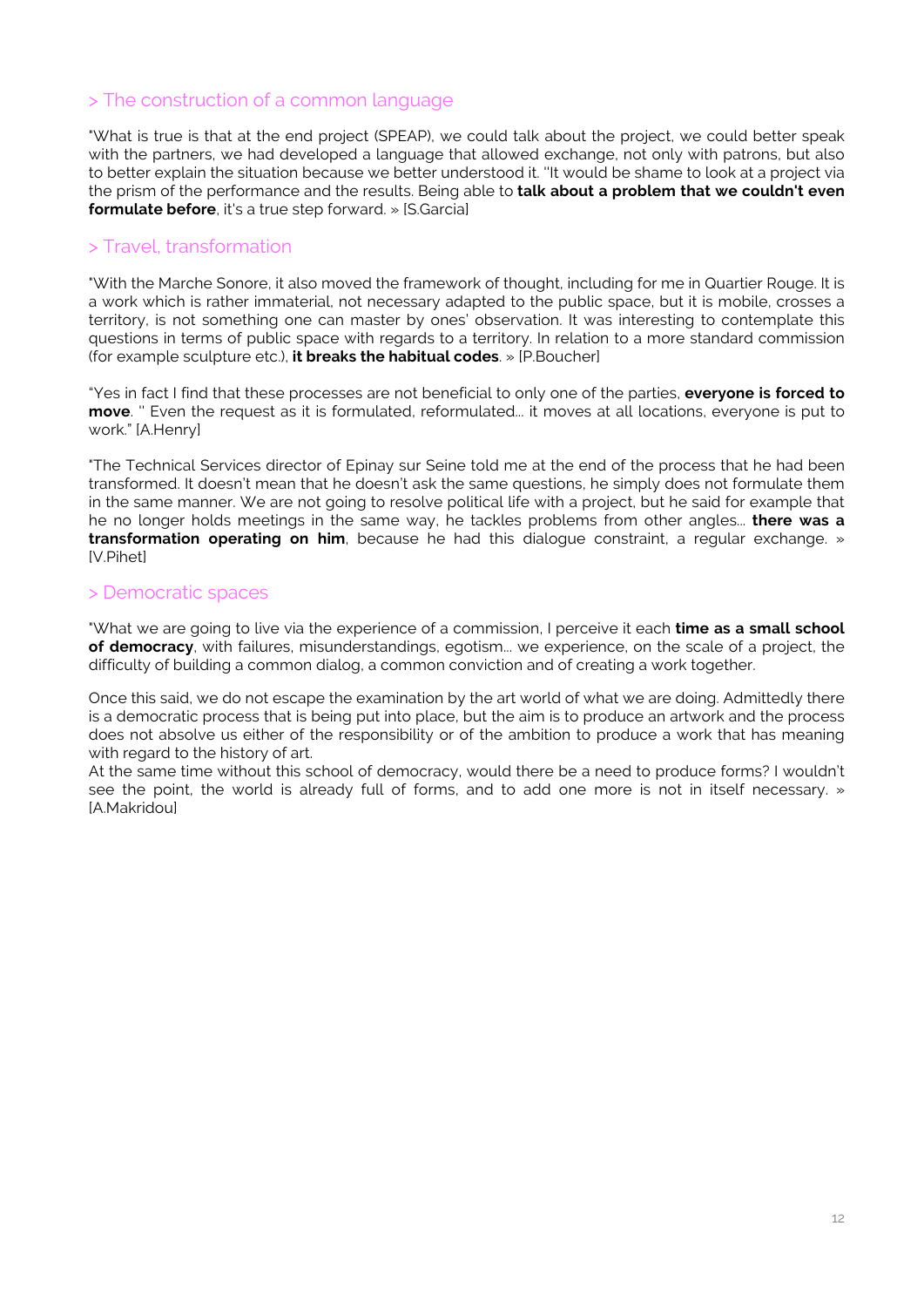## > The construction of a common language

"What is true is that at the end project (SPEAP), we could talk about the project, we could better speak with the partners, we had developed a language that allowed exchange, not only with patrons, but also to better explain the situation because we better understood it. ''It would be shame to look at a project via the prism of the performance and the results. Being able to **talk about a problem that we couldn't even formulate before**, it's a true step forward. » [S.Garcia]

## > Travel, transformation

"With the Marche Sonore, it also moved the framework of thought, including for me in Quartier Rouge. It is a work which is rather immaterial, not necessary adapted to the public space, but it is mobile, crosses a territory, is not something one can master by ones' observation. It was interesting to contemplate this questions in terms of public space with regards to a territory. In relation to a more standard commission (for example sculpture etc.), **it breaks the habitual codes**. » [P.Boucher]

"Yes in fact I find that these processes are not beneficial to only one of the parties, **everyone is forced to move**. '' Even the request as it is formulated, reformulated... it moves at all locations, everyone is put to work." [A.Henry]

"The Technical Services director of Epinay sur Seine told me at the end of the process that he had been transformed. It doesn't mean that he doesn't ask the same questions, he simply does not formulate them in the same manner. We are not going to resolve political life with a project, but he said for example that he no longer holds meetings in the same way, he tackles problems from other angles... **there was a transformation operating on him**, because he had this dialogue constraint, a regular exchange. » [V.Pihet]

## > Democratic spaces

"What we are going to live via the experience of a commission, I perceive it each **time as a small school of democracy**, with failures, misunderstandings, egotism... we experience, on the scale of a project, the difficulty of building a common dialog, a common conviction and of creating a work together.

Once this said, we do not escape the examination by the art world of what we are doing. Admittedly there is a democratic process that is being put into place, but the aim is to produce an artwork and the process does not absolve us either of the responsibility or of the ambition to produce a work that has meaning with regard to the history of art.
At the same time without this school of democracy, would there be a need to produce forms? I wouldn't see the point, the world is already full of forms, and to add one more is not in itself necessary. » [A.Makridou]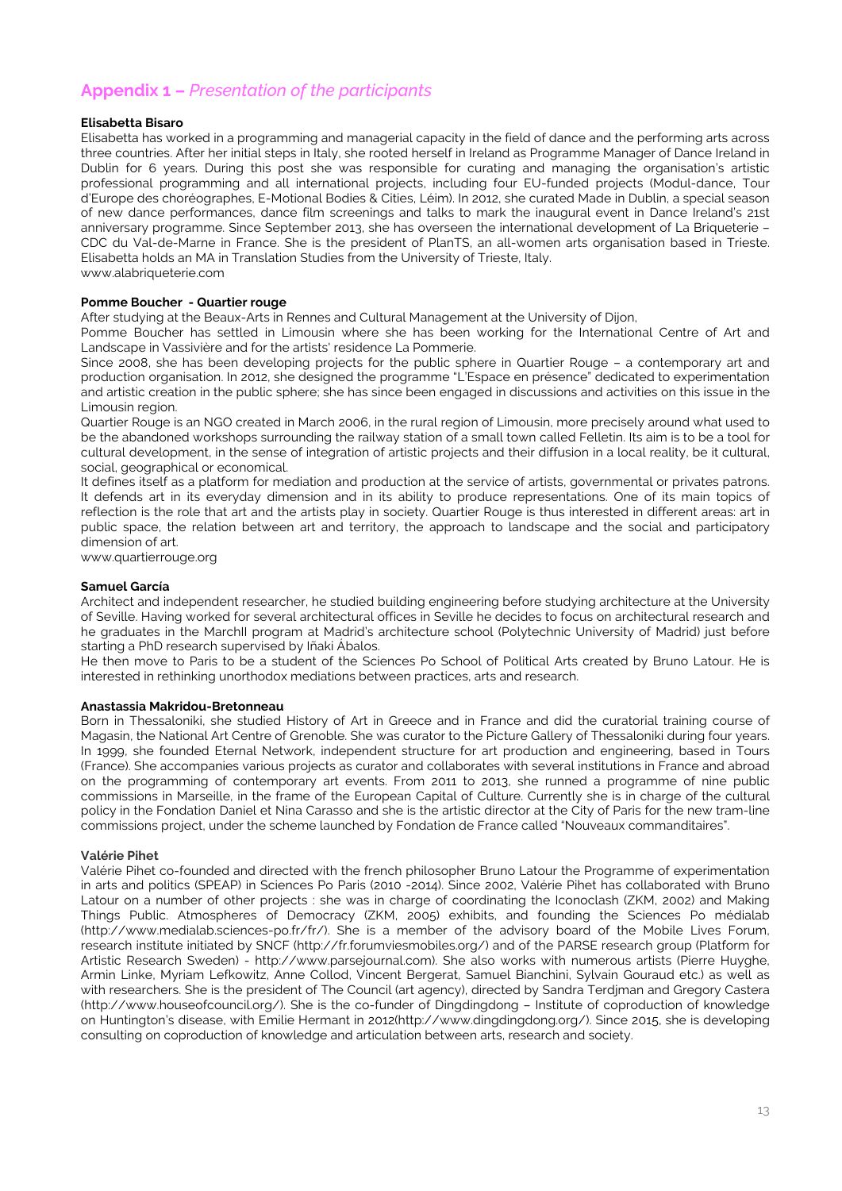## **Appendix 1 –** *Presentation of the participants*

**Elisabetta Bisaro**

Elisabetta has worked in a programming and managerial capacity in the field of dance and the performing arts across three countries. After her initial steps in Italy, she rooted herself in Ireland as Programme Manager of Dance Ireland in Dublin for 6 years. During this post she was responsible for curating and managing the organisation's artistic professional programming and all international projects, including four EU-funded projects (Modul-dance, Tour d'Europe des chorégraphes, E-Motional Bodies & Cities, Léim). In 2012, she curated Made in Dublin, a special season of new dance performances, dance film screenings and talks to mark the inaugural event in Dance Ireland's 21st anniversary programme. Since September 2013, she has overseen the international development of La Briqueterie – CDC du Val-de-Marne in France. She is the president of PlanTS, an all-women arts organisation based in Trieste. Elisabetta holds an MA in Translation Studies from the University of Trieste, Italy.
www.alabriqueterie.com

**Pomme Boucher - Quartier rouge**

After studying at the Beaux-Arts in Rennes and Cultural Management at the University of Dijon,
Pomme Boucher has settled in Limousin where she has been working for the International Centre of Art and Landscape in Vassivière and for the artists' residence La Pommerie.
Since 2008, she has been developing projects for the public sphere in Quartier Rouge – a contemporary art and production organisation. In 2012, she designed the programme "L'Espace en présence" dedicated to experimentation and artistic creation in the public sphere; she has since been engaged in discussions and activities on this issue in the Limousin region.
Quartier Rouge is an NGO created in March 2006, in the rural region of Limousin, more precisely around what used to be the abandoned workshops surrounding the railway station of a small town called Felletin. Its aim is to be a tool for cultural development, in the sense of integration of artistic projects and their diffusion in a local reality, be it cultural, social, geographical or economical.
It defines itself as a platform for mediation and production at the service of artists, governmental or privates patrons. It defends art in its everyday dimension and in its ability to produce representations. One of its main topics of reflection is the role that art and the artists play in society. Quartier Rouge is thus interested in different areas: art in public space, the relation between art and territory, the approach to landscape and the social and participatory dimension of art.
www.quartierrouge.org

**Samuel García**

Architect and independent researcher, he studied building engineering before studying architecture at the University of Seville. Having worked for several architectural offices in Seville he decides to focus on architectural research and he graduates in the MarchII program at Madrid's architecture school (Polytechnic University of Madrid) just before starting a PhD research supervised by Iñaki Ábalos.
He then move to Paris to be a student of the Sciences Po School of Political Arts created by Bruno Latour. He is interested in rethinking unorthodox mediations between practices, arts and research.

**Anastassia Makridou-Bretonneau**

Born in Thessaloniki, she studied History of Art in Greece and in France and did the curatorial training course of Magasin, the National Art Centre of Grenoble. She was curator to the Picture Gallery of Thessaloniki during four years. In 1999, she founded Eternal Network, independent structure for art production and engineering, based in Tours (France). She accompanies various projects as curator and collaborates with several institutions in France and abroad on the programming of contemporary art events. From 2011 to 2013, she runned a programme of nine public commissions in Marseille, in the frame of the European Capital of Culture. Currently she is in charge of the cultural policy in the Fondation Daniel et Nina Carasso and she is the artistic director at the City of Paris for the new tram-line commissions project, under the scheme launched by Fondation de France called "Nouveaux commanditaires".

**Valérie Pihet**

Valérie Pihet co-founded and directed with the french philosopher Bruno Latour the Programme of experimentation in arts and politics (SPEAP) in Sciences Po Paris (2010 -2014). Since 2002, Valérie Pihet has collaborated with Bruno Latour on a number of other projects : she was in charge of coordinating the Iconoclash (ZKM, 2002) and Making Things Public. Atmospheres of Democracy (ZKM, 2005) exhibits, and founding the Sciences Po médialab (http://www.medialab.sciences-po.fr/fr/). She is a member of the advisory board of the Mobile Lives Forum, research institute initiated by SNCF (http://fr.forumviesmobiles.org/) and of the PARSE research group (Platform for Artistic Research Sweden) - http://www.parsejournal.com). She also works with numerous artists (Pierre Huyghe, Armin Linke, Myriam Lefkowitz, Anne Collod, Vincent Bergerat, Samuel Bianchini, Sylvain Gouraud etc.) as well as with researchers. She is the president of The Council (art agency), directed by Sandra Terdjman and Gregory Castera (http://www.houseofcouncil.org/). She is the co-funder of Dingdingdong – Institute of coproduction of knowledge on Huntington's disease, with Emilie Hermant in 2012(http://www.dingdingdong.org/). Since 2015, she is developing consulting on coproduction of knowledge and articulation between arts, research and society.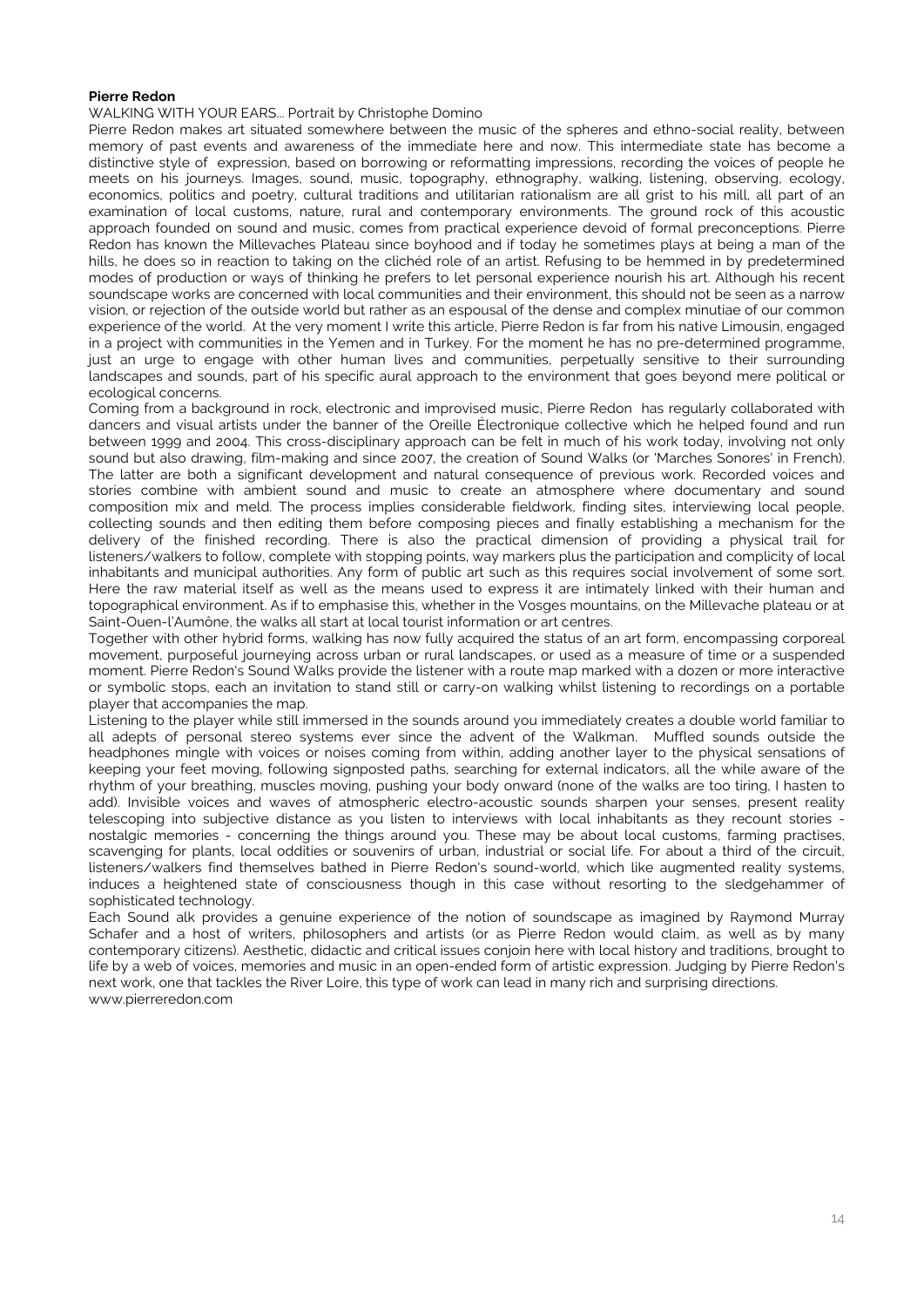**Pierre Redon**

WALKING WITH YOUR EARS... Portrait by Christophe Domino

Pierre Redon makes art situated somewhere between the music of the spheres and ethno-social reality, between memory of past events and awareness of the immediate here and now. This intermediate state has become a distinctive style of expression, based on borrowing or reformatting impressions, recording the voices of people he meets on his journeys. Images, sound, music, topography, ethnography, walking, listening, observing, ecology, economics, politics and poetry, cultural traditions and utilitarian rationalism are all grist to his mill, all part of an examination of local customs, nature, rural and contemporary environments. The ground rock of this acoustic approach founded on sound and music, comes from practical experience devoid of formal preconceptions. Pierre Redon has known the Millevaches Plateau since boyhood and if today he sometimes plays at being a man of the hills, he does so in reaction to taking on the clichéd role of an artist. Refusing to be hemmed in by predetermined modes of production or ways of thinking he prefers to let personal experience nourish his art. Although his recent soundscape works are concerned with local communities and their environment, this should not be seen as a narrow vision, or rejection of the outside world but rather as an espousal of the dense and complex minutiae of our common experience of the world. At the very moment I write this article, Pierre Redon is far from his native Limousin, engaged in a project with communities in the Yemen and in Turkey. For the moment he has no pre-determined programme, just an urge to engage with other human lives and communities, perpetually sensitive to their surrounding landscapes and sounds, part of his specific aural approach to the environment that goes beyond mere political or ecological concerns.

Coming from a background in rock, electronic and improvised music, Pierre Redon has regularly collaborated with dancers and visual artists under the banner of the Oreille Électronique collective which he helped found and run between 1999 and 2004. This cross-disciplinary approach can be felt in much of his work today, involving not only sound but also drawing, film-making and since 2007, the creation of Sound Walks (or 'Marches Sonores' in French). The latter are both a significant development and natural consequence of previous work. Recorded voices and stories combine with ambient sound and music to create an atmosphere where documentary and sound composition mix and meld. The process implies considerable fieldwork, finding sites, interviewing local people, collecting sounds and then editing them before composing pieces and finally establishing a mechanism for the delivery of the finished recording. There is also the practical dimension of providing a physical trail for listeners/walkers to follow, complete with stopping points, way markers plus the participation and complicity of local inhabitants and municipal authorities. Any form of public art such as this requires social involvement of some sort. Here the raw material itself as well as the means used to express it are intimately linked with their human and topographical environment. As if to emphasise this, whether in the Vosges mountains, on the Millevache plateau or at Saint-Ouen-l'Aumône, the walks all start at local tourist information or art centres.

Together with other hybrid forms, walking has now fully acquired the status of an art form, encompassing corporeal movement, purposeful journeying across urban or rural landscapes, or used as a measure of time or a suspended moment. Pierre Redon's Sound Walks provide the listener with a route map marked with a dozen or more interactive or symbolic stops, each an invitation to stand still or carry-on walking whilst listening to recordings on a portable player that accompanies the map.

Listening to the player while still immersed in the sounds around you immediately creates a double world familiar to all adepts of personal stereo systems ever since the advent of the Walkman. Muffled sounds outside the headphones mingle with voices or noises coming from within, adding another layer to the physical sensations of keeping your feet moving, following signposted paths, searching for external indicators, all the while aware of the rhythm of your breathing, muscles moving, pushing your body onward (none of the walks are too tiring, I hasten to add). Invisible voices and waves of atmospheric electro-acoustic sounds sharpen your senses, present reality telescoping into subjective distance as you listen to interviews with local inhabitants as they recount stories - nostalgic memories - concerning the things around you. These may be about local customs, farming practises, scavenging for plants, local oddities or souvenirs of urban, industrial or social life. For about a third of the circuit, listeners/walkers find themselves bathed in Pierre Redon's sound-world, which like augmented reality systems, induces a heightened state of consciousness though in this case without resorting to the sledgehammer of sophisticated technology.

Each Sound alk provides a genuine experience of the notion of soundscape as imagined by Raymond Murray Schafer and a host of writers, philosophers and artists (or as Pierre Redon would claim, as well as by many contemporary citizens). Aesthetic, didactic and critical issues conjoin here with local history and traditions, brought to life by a web of voices, memories and music in an open-ended form of artistic expression. Judging by Pierre Redon's next work, one that tackles the River Loire, this type of work can lead in many rich and surprising directions.

www.pierreredon.com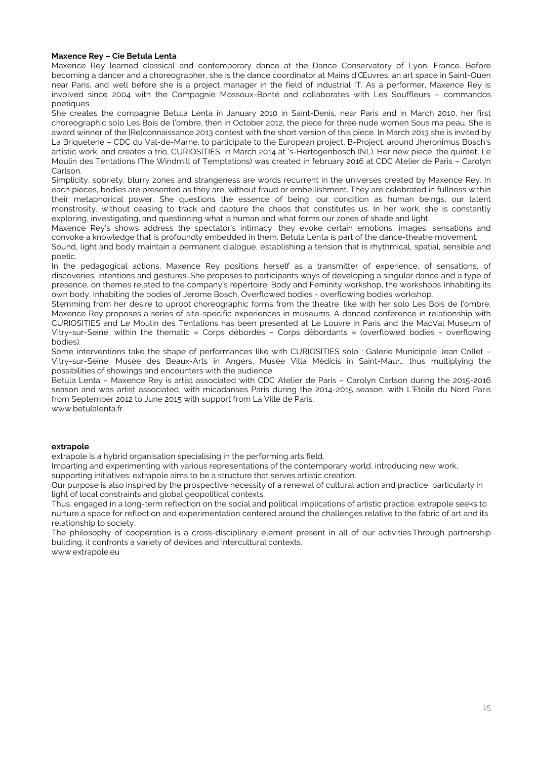**Maxence Rey – Cie Betula Lenta**

Maxence Rey learned classical and contemporary dance at the Dance Conservatory of Lyon, France. Before becoming a dancer and a choreographer, she is the dance coordinator at Mains d'Œuvres, an art space in Saint-Ouen near Paris, and well before she is a project manager in the field of industrial IT. As a performer, Maxence Rey is involved since 2004 with the Compagnie Mossoux-Bonté and collaborates with Les Souffleurs – commandos poétiques.

She creates the compagnie Betula Lenta in January 2010 in Saint-Denis, near Paris and in March 2010, her first choreographic solo Les Bois de l'ombre, then in October 2012, the piece for three nude women Sous ma peau. She is award winner of the [Re]connaissance 2013 contest with the short version of this piece. In March 2013 she is invited by La Briqueterie – CDC du Val-de-Marne, to participate to the European project, B-Project, around Jheronimus Bosch's artistic work, and creates a trio, CURIOSITIES, in March 2014 at 's-Hertogenbosch (NL). Her new piece, the quintet, Le Moulin des Tentations (The Windmill of Temptations) was created in february 2016 at CDC Atelier de Paris – Carolyn Carlson.

Simplicity, sobriety, blurry zones and strangeness are words recurrent in the universes created by Maxence Rey. In each pieces, bodies are presented as they are, without fraud or embellishment. They are celebrated in fullness within their metaphorical power. She questions the essence of being, our condition as human beings, our latent monstrosity, without ceasing to track and capture the chaos that constitutes us. In her work, she is constantly exploring, investigating, and questioning what is human and what forms our zones of shade and light.

Maxence Rey's shows address the spectator's intimacy, they evoke certain emotions, images, sensations and convoke a knowledge that is profoundly embedded in them. Betula Lenta is part of the dance-theatre movement.

Sound, light and body maintain a permanent dialogue, establishing a tension that is rhythmical, spatial, sensible and poetic.

In the pedagogical actions, Maxence Rey positions herself as a transmitter of experience, of sensations, of discoveries, intentions and gestures. She proposes to participants ways of developing a singular dance and a type of presence, on themes related to the company's repertoire: Body and Feminity workshop, the workshops Inhabiting its own body, Inhabiting the bodies of Jerome Bosch, Overflowed bodies - overflowing bodies workshop.

Stemming from her desire to uproot choreographic forms from the theatre, like with her solo Les Bois de l'ombre, Maxence Rey proposes a series of site-specific experiences in museums. A danced conference in relationship with CURIOSITIES and Le Moulin des Tentations has been presented at Le Louvre in Paris and the MacVal Museum of Vitry-sur-Seine, within the thematic « Corps débordés – Corps débordants » (overflowed bodies - overflowing bodies).

Some interventions take the shape of performances like with CURIOSITIES solo : Galerie Municipale Jean Collet – Vitry-sur-Seine, Musée des Beaux-Arts in Angers, Musée Villa Médicis in Saint-Maur… thus multiplying the possibilities of showings and encounters with the audience.

Betula Lenta – Maxence Rey is artist associated with CDC Atelier de Paris – Carolyn Carlson during the 2015-2016 season and was artist associated, with micadanses Paris during the 2014-2015 season, with L'Etoile du Nord Paris from September 2012 to June 2015 with support from La Ville de Paris.

www.betulalenta.fr

**extrapole**

extrapole is a hybrid organisation specialising in the performing arts field.

Imparting and experimenting with various representations of the contemporary world, introducing new work, supporting initiatives: extrapole aims to be a structure that serves artistic creation.

Our purpose is also inspired by the prospective necessity of a renewal of cultural action and practice particularly in light of local constraints and global geopolitical contexts.

Thus, engaged in a long-term reflection on the social and political implications of artistic practice, extrapole seeks to nurture a space for reflection and experimentation centered around the challenges relative to the fabric of art and its relationship to society.

The philosophy of cooperation is a cross-disciplinary element present in all of our activities.Through partnership building, it confronts a variety of devices and intercultural contexts.

www.extrapole.eu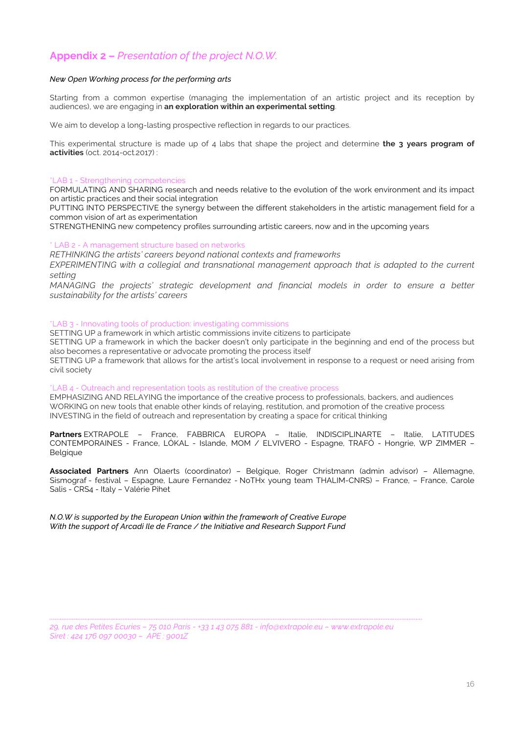## **Appendix 2 –** *Presentation of the project N.O.W.*

*New Open Working process for the performing arts*

Starting from a common expertise (managing the implementation of an artistic project and its reception by audiences), we are engaging in **an exploration within an experimental setting**.

We aim to develop a long-lasting prospective reflection in regards to our practices.

This experimental structure is made up of 4 labs that shape the project and determine **the 3 years program of activities** (oct. 2014-oct.2017) :

*LAB 1 - Strengthening competencies

FORMULATING AND SHARING research and needs relative to the evolution of the work environment and its impact on artistic practices and their social integration
PUTTING INTO PERSPECTIVE the synergy between the different stakeholders in the artistic management field for a common vision of art as experimentation
STRENGTHENING new competency profiles surrounding artistic careers, now and in the upcoming years

* LAB 2 - A management structure based on networks

*RETHINKING the artists' careers beyond national contexts and frameworks*
*EXPERIMENTING with a collegial and transnational management approach that is adapted to the current setting*
*MANAGING the projects' strategic development and financial models in order to ensure a better sustainability for the artists' careers*

*LAB 3 - Innovating tools of production: investigating commissions

SETTING UP a framework in which artistic commissions invite citizens to participate
SETTING UP a framework in which the backer doesn't only participate in the beginning and end of the process but also becomes a representative or advocate promoting the process itself
SETTING UP a framework that allows for the artist's local involvement in response to a request or need arising from civil society

*LAB 4 - Outreach and representation tools as restitution of the creative process

EMPHASIZING AND RELAYING the importance of the creative process to professionals, backers, and audiences
WORKING on new tools that enable other kinds of relaying, restitution, and promotion of the creative process
INVESTING in the field of outreach and representation by creating a space for critical thinking

**Partners** EXTRAPOLE – France, FABBRICA EUROPA – Italie, INDISCIPLINARTE – Italie, LATITUDES CONTEMPORAINES - France, LÓKAL - Islande, MOM / ELVIVERO - Espagne, TRAFÓ - Hongrie, WP ZIMMER – Belgique

**Associated Partners** Ann Olaerts (coordinator) – Belgique, Roger Christmann (admin advisor) – Allemagne, Sismograf - festival – Espagne, Laure Fernandez - NoTHx young team THALIM-CNRS) – France, – France, Carole Salis - CRS4 - Italy – Valérie Pihet

*N.O.W is supported by the European Union within the framework of Creative Europe*
*With the support of Arcadi Ile de France / the Initiative and Research Support Fund*